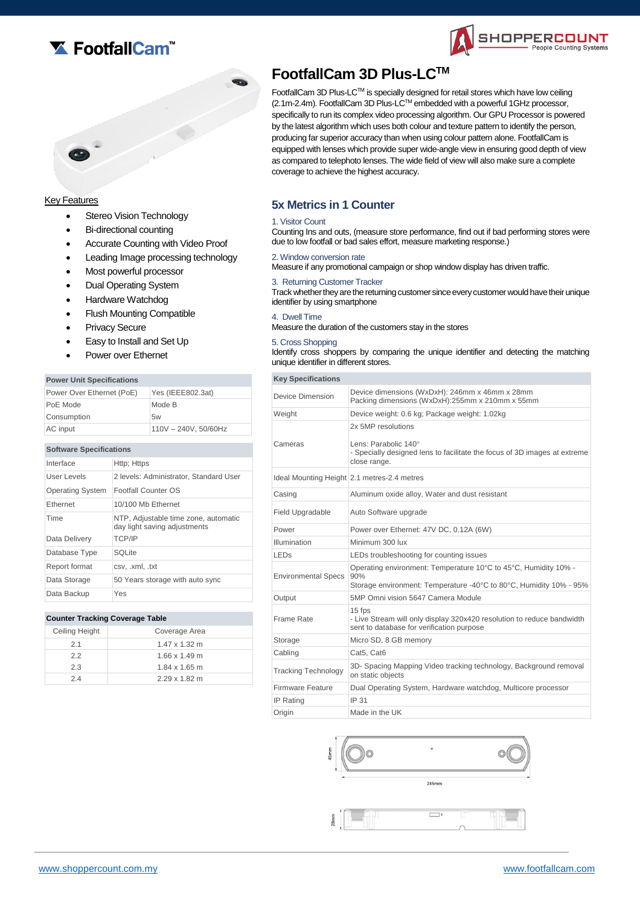# FootfallCam 3D Plus-LC™

FootfallCam 3D Plus-LC™ is specially designed for retail stores which have low ceiling (2.1m-2.4m). FootfallCam 3D Plus-LC™ embedded with a powerful 1GHz processor, specifically to run its complex video processing algorithm. Our GPU Processor is powered by the latest algorithm which uses both colour and texture pattern to identify the person, producing far superior accuracy than when using colour pattern alone. FootfallCam is equipped with lenses which provide super wide-angle view in ensuring good depth of view as compared to telephoto lenses. The wide field of view will also make sure a complete coverage to achieve the highest accuracy.

Key Features

- Stereo Vision Technology
- Bi-directional counting
- Accurate Counting with Video Proof
- Leading Image processing technology
- Most powerful processor
- Dual Operating System
- Hardware Watchdog
- Flush Mounting Compatible
- Privacy Secure
- Easy to Install and Set Up
- Power over Ethernet

## 5x Metrics in 1 Counter

1. Visitor Count
Counting Ins and outs, (measure store performance, find out if bad performing stores were due to low footfall or bad sales effort, measure marketing response.)

2. Window conversion rate
Measure if any promotional campaign or shop window display has driven traffic.

3. Returning Customer Tracker
Track whether they are the returning customer since every customer would have their unique identifier by using smartphone

4. Dwell Time
Measure the duration of the customers stay in the stores

5. Cross Shopping
Identify cross shoppers by comparing the unique identifier and detecting the matching unique identifier in different stores.

| Power Unit Specifications | |
|---|---|
| Power Over Ethernet (PoE) | Yes (IEEE802.3at) |
| PoE Mode | Mode B |
| Consumption | 5w |
| AC input | 110V – 240V, 50/60Hz |

| Software Specifications | |
|---|---|
| Interface | Http; Https |
| User Levels | 2 levels: Administrator, Standard User |
| Operating System | Footfall Counter OS |
| Ethernet | 10/100 Mb Ethernet |
| Time | NTP, Adjustable time zone, automatic day light saving adjustments |
| Data Delivery | TCP/IP |
| Database Type | SQLite |
| Report format | csv, .xml, .txt |
| Data Storage | 50 Years storage with auto sync |
| Data Backup | Yes |

| Counter Tracking Coverage Table | |
|---|---|
| Ceiling Height | Coverage Area |
| 2.1 | 1.47 x 1.32 m |
| 2.2 | 1.66 x 1.49 m |
| 2.3 | 1.84 x 1.65 m |
| 2.4 | 2.29 x 1.82 m |

| Key Specifications | |
|---|---|
| Device Dimension | Device dimensions (WxDxH): 246mm x 46mm x 28mm<br>Packing dimensions (WxDxH):255mm x 210mm x 55mm |
| Weight | Device weight: 0.6 kg; Package weight: 1.02kg |
| Cameras | 2x 5MP resolutions<br><br>Lens: Parabolic 140°<br>- Specially designed lens to facilitate the focus of 3D images at extreme close range. |
| Ideal Mounting Height | 2.1 metres-2.4 metres |
| Casing | Aluminum oxide alloy, Water and dust resistant |
| Field Upgradable | Auto Software upgrade |
| Power | Power over Ethernet: 47V DC, 0.12A (6W) |
| Illumination | Minimum 300 lux |
| LEDs | LEDs troubleshooting for counting issues |
| Environmental Specs | Operating environment: Temperature 10°C to 45°C, Humidity 10% - 90%<br>Storage environment: Temperature -40°C to 80°C, Humidity 10% - 95% |
| Output | 5MP Omni vision 5647 Camera Module |
| Frame Rate | 15 fps<br>- Live Stream will only display 320x420 resolution to reduce bandwidth sent to database for verification purpose |
| Storage | Micro SD, 8 GB memory |
| Cabling | Cat5, Cat6 |
| Tracking Technology | 3D- Spacing Mapping Video tracking technology, Background removal on static objects |
| Firmware Feature | Dual Operating System, Hardware watchdog, Multicore processor |
| IP Rating | IP 31 |
| Origin | Made in the UK |

45mm

245mm

28mm

www.shoppercount.com.my www.footfallcam.com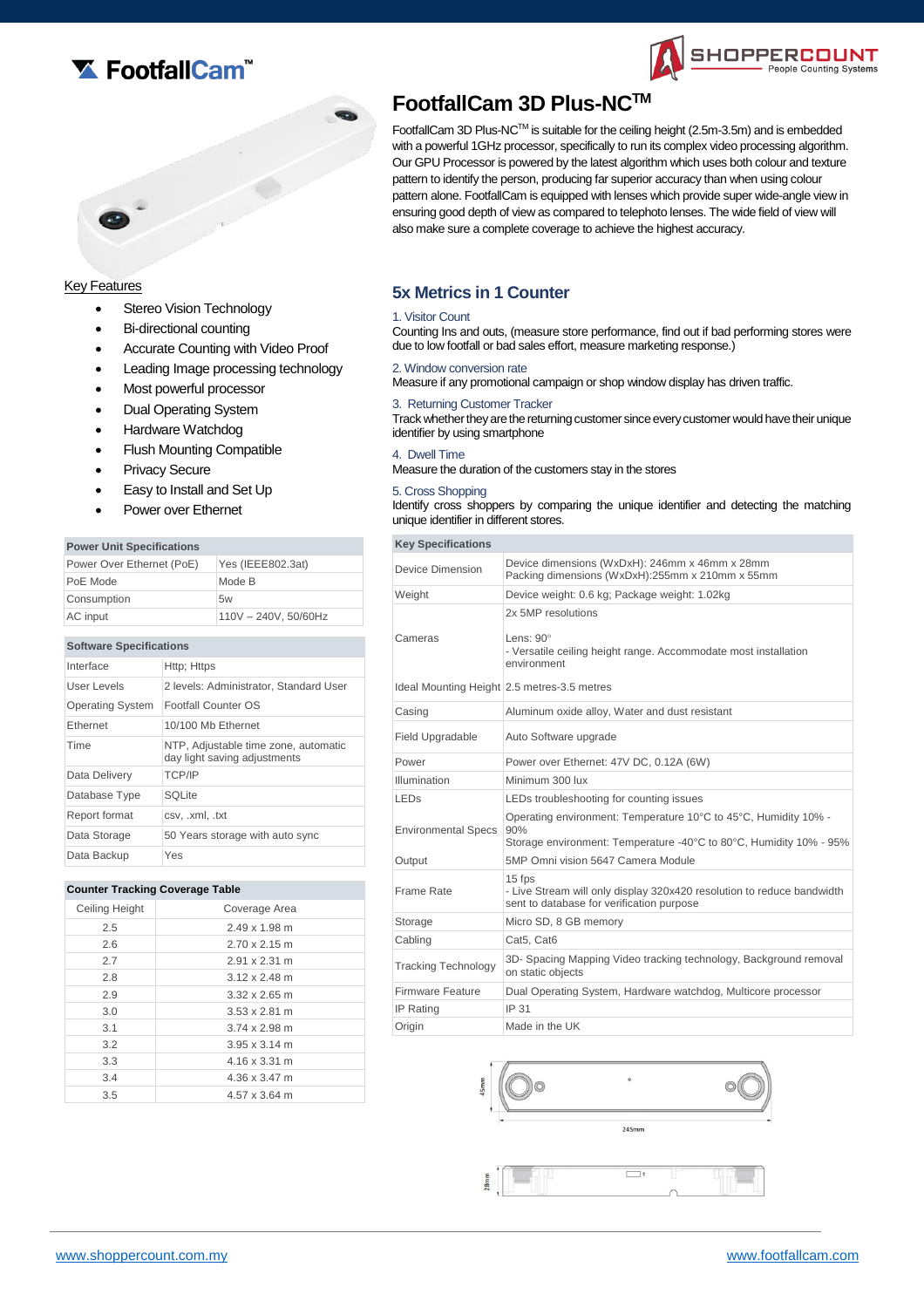# FootfallCam 3D Plus-NC™

FootfallCam 3D Plus-NC™ is suitable for the ceiling height (2.5m-3.5m) and is embedded with a powerful 1GHz processor, specifically to run its complex video processing algorithm. Our GPU Processor is powered by the latest algorithm which uses both colour and texture pattern to identify the person, producing far superior accuracy than when using colour pattern alone. FootfallCam is equipped with lenses which provide super wide-angle view in ensuring good depth of view as compared to telephoto lenses. The wide field of view will also make sure a complete coverage to achieve the highest accuracy.

## Key Features

- Stereo Vision Technology
- Bi-directional counting
- Accurate Counting with Video Proof
- Leading Image processing technology
- Most powerful processor
- Dual Operating System
- Hardware Watchdog
- Flush Mounting Compatible
- Privacy Secure
- Easy to Install and Set Up
- Power over Ethernet

| Power Unit Specifications | |
|---|---|
| Power Over Ethernet (PoE) | Yes (IEEE802.3at) |
| PoE Mode | Mode B |
| Consumption | 5w |
| AC input | 110V – 240V, 50/60Hz |

| Software Specifications | |
|---|---|
| Interface | Http; Https |
| User Levels | 2 levels: Administrator, Standard User |
| Operating System | Footfall Counter OS |
| Ethernet | 10/100 Mb Ethernet |
| Time | NTP, Adjustable time zone, automatic day light saving adjustments |
| Data Delivery | TCP/IP |
| Database Type | SQLite |
| Report format | csv, .xml, .txt |
| Data Storage | 50 Years storage with auto sync |
| Data Backup | Yes |

**Counter Tracking Coverage Table**

| Ceiling Height | Coverage Area |
|---|---|
| 2.5 | 2.49 x 1.98 m |
| 2.6 | 2.70 x 2.15 m |
| 2.7 | 2.91 x 2.31 m |
| 2.8 | 3.12 x 2.48 m |
| 2.9 | 3.32 x 2.65 m |
| 3.0 | 3.53 x 2.81 m |
| 3.1 | 3.74 x 2.98 m |
| 3.2 | 3.95 x 3.14 m |
| 3.3 | 4.16 x 3.31 m |
| 3.4 | 4.36 x 3.47 m |
| 3.5 | 4.57 x 3.64 m |

## 5x Metrics in 1 Counter

1. Visitor Count
Counting Ins and outs, (measure store performance, find out if bad performing stores were due to low footfall or bad sales effort, measure marketing response.)

2. Window conversion rate
Measure if any promotional campaign or shop window display has driven traffic.

3. Returning Customer Tracker
Track whether they are the returning customer since every customer would have their unique identifier by using smartphone

4. Dwell Time
Measure the duration of the customers stay in the stores

5. Cross Shopping
Identify cross shoppers by comparing the unique identifier and detecting the matching unique identifier in different stores.

| Key Specifications | |
|---|---|
| Device Dimension | Device dimensions (WxDxH): 246mm x 46mm x 28mm<br>Packing dimensions (WxDxH):255mm x 210mm x 55mm |
| Weight | Device weight: 0.6 kg; Package weight: 1.02kg |
| Cameras | 2x 5MP resolutions<br>Lens: 90°<br>- Versatile ceiling height range. Accommodate most installation environment |
| Ideal Mounting Height | 2.5 metres-3.5 metres |
| Casing | Aluminum oxide alloy, Water and dust resistant |
| Field Upgradable | Auto Software upgrade |
| Power | Power over Ethernet: 47V DC, 0.12A (6W) |
| Illumination | Minimum 300 lux |
| LEDs | LEDs troubleshooting for counting issues |
| Environmental Specs | Operating environment: Temperature 10°C to 45°C, Humidity 10% - 90%<br>Storage environment: Temperature -40°C to 80°C, Humidity 10% - 95% |
| Output | 5MP Omni vision 5647 Camera Module |
| Frame Rate | 15 fps<br>- Live Stream will only display 320x420 resolution to reduce bandwidth sent to database for verification purpose |
| Storage | Micro SD, 8 GB memory |
| Cabling | Cat5, Cat6 |
| Tracking Technology | 3D- Spacing Mapping Video tracking technology, Background removal on static objects |
| Firmware Feature | Dual Operating System, Hardware watchdog, Multicore processor |
| IP Rating | IP 31 |
| Origin | Made in the UK |

45mm

245mm

28mm

www.shoppercount.com.my www.footfallcam.com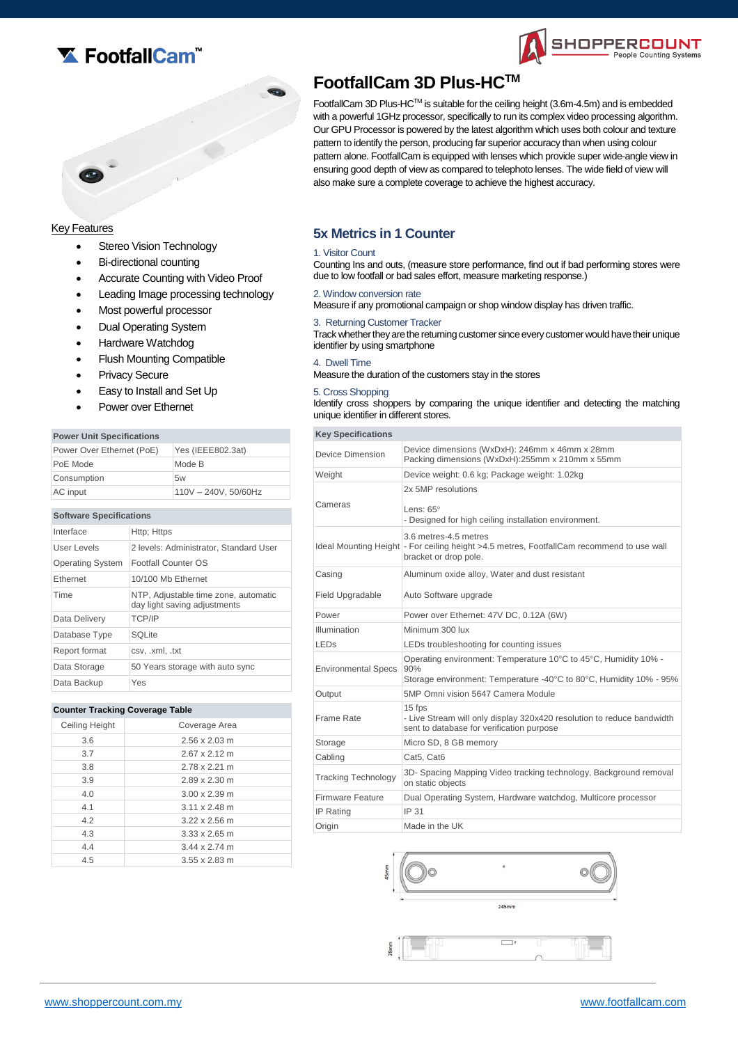FootfallCam™

SHOPPERCOUNT People Counting Systems

# FootfallCam 3D Plus-HC™

FootfallCam 3D Plus-HC™ is suitable for the ceiling height (3.6m-4.5m) and is embedded with a powerful 1GHz processor, specifically to run its complex video processing algorithm. Our GPU Processor is powered by the latest algorithm which uses both colour and texture pattern to identify the person, producing far superior accuracy than when using colour pattern alone. FootfallCam is equipped with lenses which provide super wide-angle view in ensuring good depth of view as compared to telephoto lenses. The wide field of view will also make sure a complete coverage to achieve the highest accuracy.

## Key Features

- Stereo Vision Technology
- Bi-directional counting
- Accurate Counting with Video Proof
- Leading Image processing technology
- Most powerful processor
- Dual Operating System
- Hardware Watchdog
- Flush Mounting Compatible
- Privacy Secure
- Easy to Install and Set Up
- Power over Ethernet

| Power Unit Specifications | |
|---|---|
| Power Over Ethernet (PoE) | Yes (IEEE802.3at) |
| PoE Mode | Mode B |
| Consumption | 5w |
| AC input | 110V – 240V, 50/60Hz |

| Software Specifications | |
|---|---|
| Interface | Http; Https |
| User Levels | 2 levels: Administrator, Standard User |
| Operating System | Footfall Counter OS |
| Ethernet | 10/100 Mb Ethernet |
| Time | NTP, Adjustable time zone, automatic day light saving adjustments |
| Data Delivery | TCP/IP |
| Database Type | SQLite |
| Report format | csv, .xml, .txt |
| Data Storage | 50 Years storage with auto sync |
| Data Backup | Yes |

**Counter Tracking Coverage Table**

| Ceiling Height | Coverage Area |
|---|---|
| 3.6 | 2.56 x 2.03 m |
| 3.7 | 2.67 x 2.12 m |
| 3.8 | 2.78 x 2.21 m |
| 3.9 | 2.89 x 2.30 m |
| 4.0 | 3.00 x 2.39 m |
| 4.1 | 3.11 x 2.48 m |
| 4.2 | 3.22 x 2.56 m |
| 4.3 | 3.33 x 2.65 m |
| 4.4 | 3.44 x 2.74 m |
| 4.5 | 3.55 x 2.83 m |

## 5x Metrics in 1 Counter

1. Visitor Count
Counting Ins and outs, (measure store performance, find out if bad performing stores were due to low footfall or bad sales effort, measure marketing response.)

2. Window conversion rate
Measure if any promotional campaign or shop window display has driven traffic.

3. Returning Customer Tracker
Track whether they are the returning customer since every customer would have their unique identifier by using smartphone

4. Dwell Time
Measure the duration of the customers stay in the stores

5. Cross Shopping
Identify cross shoppers by comparing the unique identifier and detecting the matching unique identifier in different stores.

| Key Specifications | |
|---|---|
| Device Dimension | Device dimensions (WxDxH): 246mm x 46mm x 28mm<br>Packing dimensions (WxDxH):255mm x 210mm x 55mm |
| Weight | Device weight: 0.6 kg; Package weight: 1.02kg |
| Cameras | 2x 5MP resolutions<br><br>Lens: 65°<br>- Designed for high ceiling installation environment. |
| Ideal Mounting Height | 3.6 metres-4.5 metres<br>- For ceiling height >4.5 metres, FootfallCam recommend to use wall bracket or drop pole. |
| Casing | Aluminum oxide alloy, Water and dust resistant |
| Field Upgradable | Auto Software upgrade |
| Power | Power over Ethernet: 47V DC, 0.12A (6W) |
| Illumination | Minimum 300 lux |
| LEDs | LEDs troubleshooting for counting issues |
| Environmental Specs | Operating environment: Temperature 10°C to 45°C, Humidity 10% - 90%<br>Storage environment: Temperature -40°C to 80°C, Humidity 10% - 95% |
| Output | 5MP Omni vision 5647 Camera Module |
| Frame Rate | 15 fps<br>- Live Stream will only display 320x420 resolution to reduce bandwidth sent to database for verification purpose |
| Storage | Micro SD, 8 GB memory |
| Cabling | Cat5, Cat6 |
| Tracking Technology | 3D- Spacing Mapping Video tracking technology, Background removal on static objects |
| Firmware Feature | Dual Operating System, Hardware watchdog, Multicore processor |
| IP Rating | IP 31 |
| Origin | Made in the UK |

45mm

245mm

28mm

www.shoppercount.com.my    www.footfallcam.com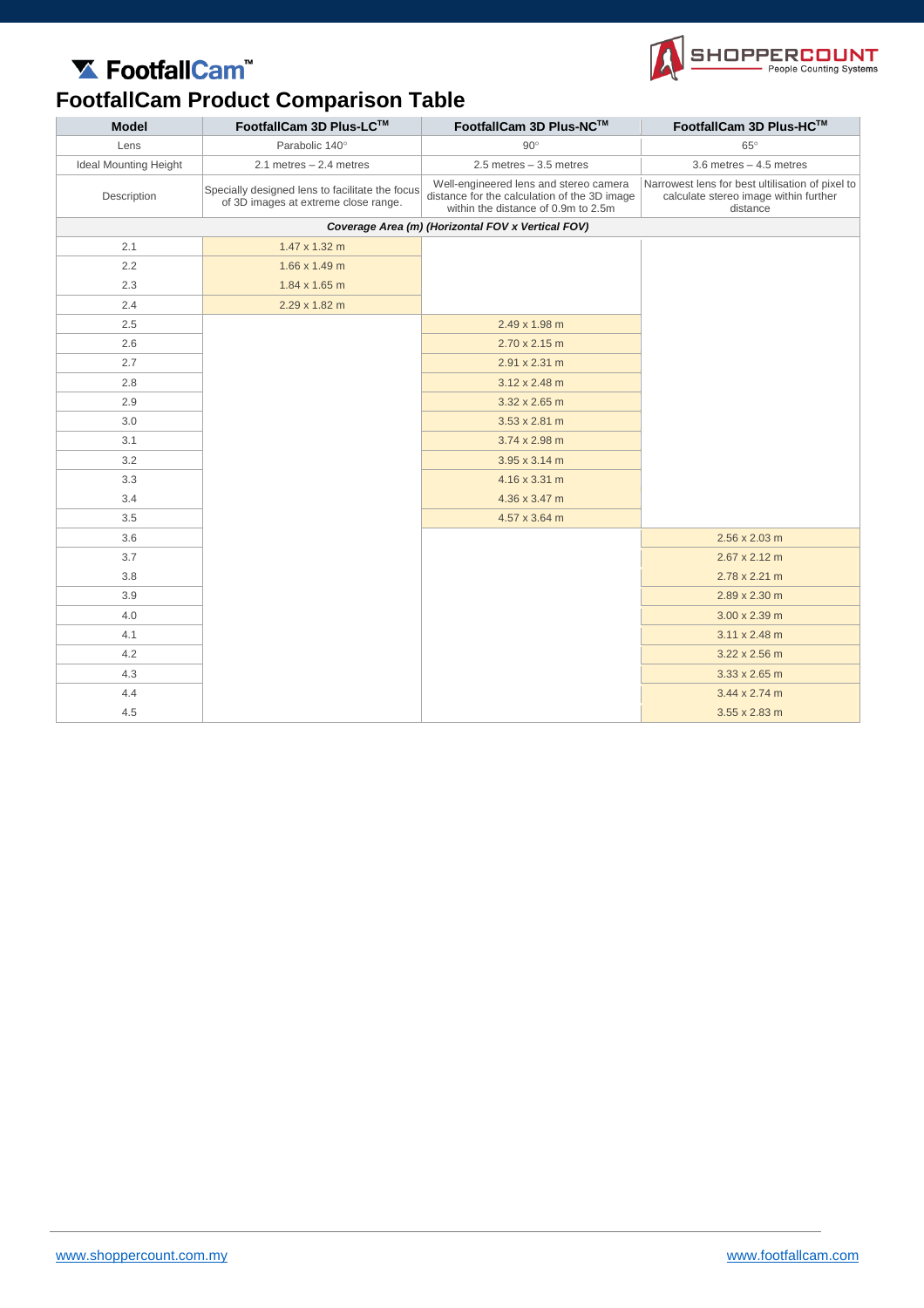# FootfallCam Product Comparison Table

| Model | FootfallCam 3D Plus-LC™ | FootfallCam 3D Plus-NC™ | FootfallCam 3D Plus-HC™ |
|---|---|---|---|
| Lens | Parabolic 140° | 90° | 65° |
| Ideal Mounting Height | 2.1 metres – 2.4 metres | 2.5 metres – 3.5 metres | 3.6 metres – 4.5 metres |
| Description | Specially designed lens to facilitate the focus of 3D images at extreme close range. | Well-engineered lens and stereo camera distance for the calculation of the 3D image within the distance of 0.9m to 2.5m | Narrowest lens for best ultilisation of pixel to calculate stereo image within further distance |
| ***Coverage Area (m) (Horizontal FOV x Vertical FOV)*** | | | |
| 2.1 | 1.47 x 1.32 m | | |
| 2.2 | 1.66 x 1.49 m | | |
| 2.3 | 1.84 x 1.65 m | | |
| 2.4 | 2.29 x 1.82 m | | |
| 2.5 | | 2.49 x 1.98 m | |
| 2.6 | | 2.70 x 2.15 m | |
| 2.7 | | 2.91 x 2.31 m | |
| 2.8 | | 3.12 x 2.48 m | |
| 2.9 | | 3.32 x 2.65 m | |
| 3.0 | | 3.53 x 2.81 m | |
| 3.1 | | 3.74 x 2.98 m | |
| 3.2 | | 3.95 x 3.14 m | |
| 3.3 | | 4.16 x 3.31 m | |
| 3.4 | | 4.36 x 3.47 m | |
| 3.5 | | 4.57 x 3.64 m | |
| 3.6 | | | 2.56 x 2.03 m |
| 3.7 | | | 2.67 x 2.12 m |
| 3.8 | | | 2.78 x 2.21 m |
| 3.9 | | | 2.89 x 2.30 m |
| 4.0 | | | 3.00 x 2.39 m |
| 4.1 | | | 3.11 x 2.48 m |
| 4.2 | | | 3.22 x 2.56 m |
| 4.3 | | | 3.33 x 2.65 m |
| 4.4 | | | 3.44 x 2.74 m |
| 4.5 | | | 3.55 x 2.83 m |

www.shoppercount.com.my www.footfallcam.com